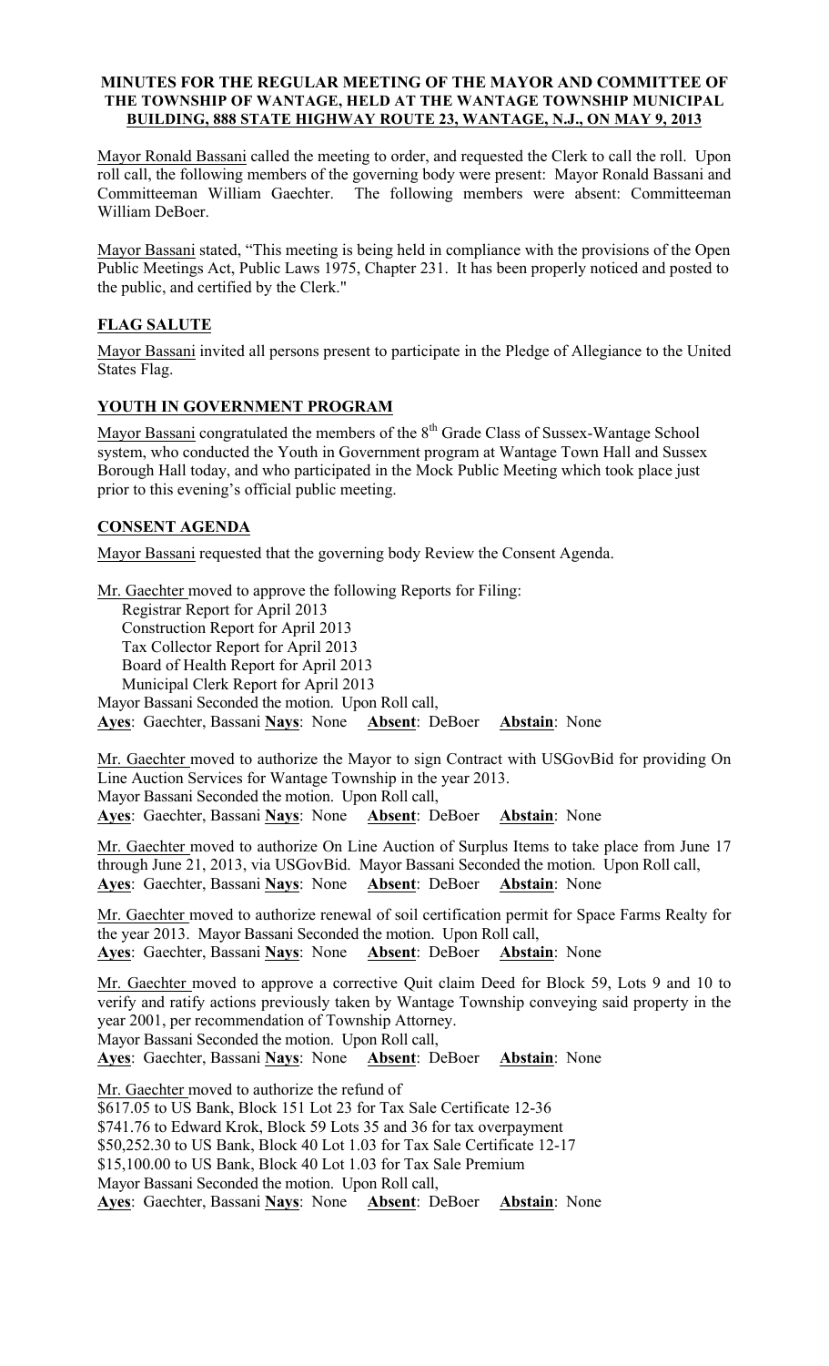**MINUTES FOR THE REGULAR MEETING OF THE MAYOR AND COMMITTEE OF THE TOWNSHIP OF WANTAGE, HELD AT THE WANTAGE TOWNSHIP MUNICIPAL BUILDING, 888 STATE HIGHWAY ROUTE 23, WANTAGE, N.J., ON MAY 9, 2013**

Mayor Ronald Bassani called the meeting to order, and requested the Clerk to call the roll. Upon roll call, the following members of the governing body were present: Mayor Ronald Bassani and Committeeman William Gaechter. The following members were absent: Committeeman William DeBoer.

Mayor Bassani stated, "This meeting is being held in compliance with the provisions of the Open Public Meetings Act, Public Laws 1975, Chapter 231. It has been properly noticed and posted to the public, and certified by the Clerk."

## FLAG SALUTE

Mayor Bassani invited all persons present to participate in the Pledge of Allegiance to the United States Flag.

## YOUTH IN GOVERNMENT PROGRAM

Mayor Bassani congratulated the members of the 8th Grade Class of Sussex-Wantage School system, who conducted the Youth in Government program at Wantage Town Hall and Sussex Borough Hall today, and who participated in the Mock Public Meeting which took place just prior to this evening's official public meeting.

## CONSENT AGENDA

Mayor Bassani requested that the governing body Review the Consent Agenda.

Mr. Gaechter moved to approve the following Reports for Filing:
Registrar Report for April 2013
Construction Report for April 2013
Tax Collector Report for April 2013
Board of Health Report for April 2013
Municipal Clerk Report for April 2013
Mayor Bassani Seconded the motion. Upon Roll call,
**Ayes**: Gaechter, Bassani **Nays**: None **Absent**: DeBoer **Abstain**: None

Mr. Gaechter moved to authorize the Mayor to sign Contract with USGovBid for providing On Line Auction Services for Wantage Township in the year 2013.
Mayor Bassani Seconded the motion. Upon Roll call,
**Ayes**: Gaechter, Bassani **Nays**: None **Absent**: DeBoer **Abstain**: None

Mr. Gaechter moved to authorize On Line Auction of Surplus Items to take place from June 17 through June 21, 2013, via USGovBid. Mayor Bassani Seconded the motion. Upon Roll call,
**Ayes**: Gaechter, Bassani **Nays**: None **Absent**: DeBoer **Abstain**: None

Mr. Gaechter moved to authorize renewal of soil certification permit for Space Farms Realty for the year 2013. Mayor Bassani Seconded the motion. Upon Roll call,
**Ayes**: Gaechter, Bassani **Nays**: None **Absent**: DeBoer **Abstain**: None

Mr. Gaechter moved to approve a corrective Quit claim Deed for Block 59, Lots 9 and 10 to verify and ratify actions previously taken by Wantage Township conveying said property in the year 2001, per recommendation of Township Attorney.
Mayor Bassani Seconded the motion. Upon Roll call,
**Ayes**: Gaechter, Bassani **Nays**: None **Absent**: DeBoer **Abstain**: None

Mr. Gaechter moved to authorize the refund of
$617.05 to US Bank, Block 151 Lot 23 for Tax Sale Certificate 12-36
$741.76 to Edward Krok, Block 59 Lots 35 and 36 for tax overpayment
$50,252.30 to US Bank, Block 40 Lot 1.03 for Tax Sale Certificate 12-17
$15,100.00 to US Bank, Block 40 Lot 1.03 for Tax Sale Premium
Mayor Bassani Seconded the motion. Upon Roll call,
**Ayes**: Gaechter, Bassani **Nays**: None **Absent**: DeBoer **Abstain**: None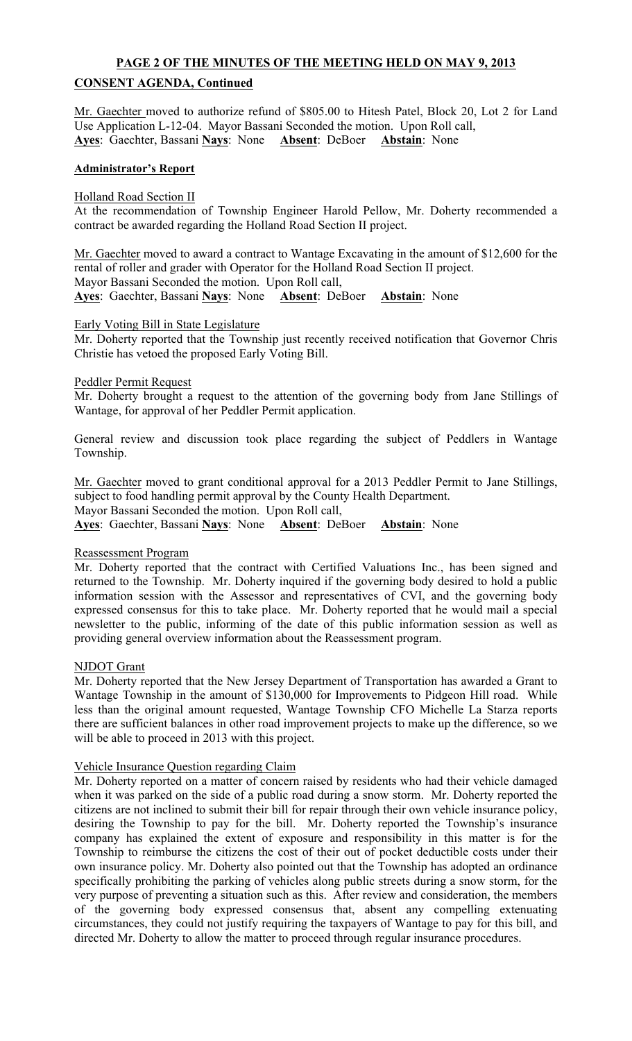**PAGE 2 OF THE MINUTES OF THE MEETING HELD ON MAY 9, 2013**

**CONSENT AGENDA, Continued**

Mr. Gaechter moved to authorize refund of $805.00 to Hitesh Patel, Block 20, Lot 2 for Land Use Application L-12-04. Mayor Bassani Seconded the motion. Upon Roll call,
**Ayes**: Gaechter, Bassani **Nays**: None **Absent**: DeBoer **Abstain**: None

**Administrator's Report**

Holland Road Section II

At the recommendation of Township Engineer Harold Pellow, Mr. Doherty recommended a contract be awarded regarding the Holland Road Section II project.

Mr. Gaechter moved to award a contract to Wantage Excavating in the amount of $12,600 for the rental of roller and grader with Operator for the Holland Road Section II project.
Mayor Bassani Seconded the motion. Upon Roll call,
**Ayes**: Gaechter, Bassani **Nays**: None **Absent**: DeBoer **Abstain**: None

Early Voting Bill in State Legislature

Mr. Doherty reported that the Township just recently received notification that Governor Chris Christie has vetoed the proposed Early Voting Bill.

Peddler Permit Request

Mr. Doherty brought a request to the attention of the governing body from Jane Stillings of Wantage, for approval of her Peddler Permit application.

General review and discussion took place regarding the subject of Peddlers in Wantage Township.

Mr. Gaechter moved to grant conditional approval for a 2013 Peddler Permit to Jane Stillings, subject to food handling permit approval by the County Health Department.
Mayor Bassani Seconded the motion. Upon Roll call,
**Ayes**: Gaechter, Bassani **Nays**: None **Absent**: DeBoer **Abstain**: None

Reassessment Program

Mr. Doherty reported that the contract with Certified Valuations Inc., has been signed and returned to the Township. Mr. Doherty inquired if the governing body desired to hold a public information session with the Assessor and representatives of CVI, and the governing body expressed consensus for this to take place. Mr. Doherty reported that he would mail a special newsletter to the public, informing of the date of this public information session as well as providing general overview information about the Reassessment program.

NJDOT Grant

Mr. Doherty reported that the New Jersey Department of Transportation has awarded a Grant to Wantage Township in the amount of $130,000 for Improvements to Pidgeon Hill road. While less than the original amount requested, Wantage Township CFO Michelle La Starza reports there are sufficient balances in other road improvement projects to make up the difference, so we will be able to proceed in 2013 with this project.

Vehicle Insurance Question regarding Claim

Mr. Doherty reported on a matter of concern raised by residents who had their vehicle damaged when it was parked on the side of a public road during a snow storm. Mr. Doherty reported the citizens are not inclined to submit their bill for repair through their own vehicle insurance policy, desiring the Township to pay for the bill. Mr. Doherty reported the Township's insurance company has explained the extent of exposure and responsibility in this matter is for the Township to reimburse the citizens the cost of their out of pocket deductible costs under their own insurance policy. Mr. Doherty also pointed out that the Township has adopted an ordinance specifically prohibiting the parking of vehicles along public streets during a snow storm, for the very purpose of preventing a situation such as this. After review and consideration, the members of the governing body expressed consensus that, absent any compelling extenuating circumstances, they could not justify requiring the taxpayers of Wantage to pay for this bill, and directed Mr. Doherty to allow the matter to proceed through regular insurance procedures.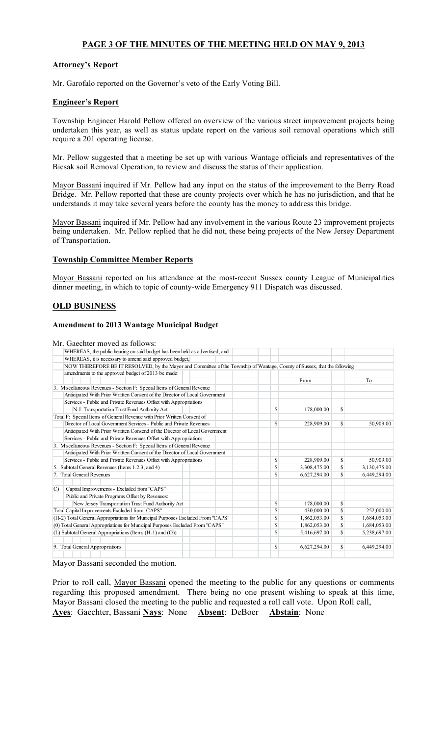## PAGE 3 OF THE MINUTES OF THE MEETING HELD ON MAY 9, 2013

### Attorney's Report

Mr. Garofalo reported on the Governor's veto of the Early Voting Bill.

### Engineer's Report

Township Engineer Harold Pellow offered an overview of the various street improvement projects being undertaken this year, as well as status update report on the various soil removal operations which still require a 201 operating license.

Mr. Pellow suggested that a meeting be set up with various Wantage officials and representatives of the Bicsak soil Removal Operation, to review and discuss the status of their application.

Mayor Bassani inquired if Mr. Pellow had any input on the status of the improvement to the Berry Road Bridge. Mr. Pellow reported that these are county projects over which he has no jurisdiction, and that he understands it may take several years before the county has the money to address this bridge.

Mayor Bassani inquired if Mr. Pellow had any involvement in the various Route 23 improvement projects being undertaken. Mr. Pellow replied that he did not, these being projects of the New Jersey Department of Transportation.

### Township Committee Member Reports

Mayor Bassani reported on his attendance at the most-recent Sussex county League of Municipalities dinner meeting, in which to topic of county-wide Emergency 911 Dispatch was discussed.

## OLD BUSINESS

### Amendment to 2013 Wantage Municipal Budget

Mr. Gaechter moved as follows:

WHEREAS, the public hearing on said budget has been held as advertised, and

WHEREAS, it is necessary to amend said approved budget,

NOW THEREFORE BE IT RESOLVED, by the Mayor and Committee of the Township of Wantage, County of Sussex, that the following amendments to the approved budget of 2013 be made:

| | From | To |
|---|---|---|
| 3. Miscellaneous Revenues - Section F: Special Items of General Revenue Anticipated With Prior Writtten Consent of the Director of Local Government Services - Public and Private Revenues Offset with Appropriations | | |
| N.J. Transportation Trust Fund Authority Act | $ 178,000.00 | $ |
| Total F: Special Items of General Revenue with Prior Written Consent of Director of Local Government Services - Public and Private Revenues | $ 228,909.00 | $ 50,909.00 |
| Anticipated With Prior Writtten Consend of the Director of Local Government Services - Public and Private Revenues Offset with Appropriations | | |
| 3. Miscellaneous Revenues - Section F: Special Items of General Revenue Anticipated With Prior Writtten Consent of the Director of Local Government Services - Public and Private Revenues Offset with Appropriations | $ 228,909.00 | $ 50,909.00 |
| 5. Subtotal General Revenues (Items 1.2.3, and 4) | $ 3,308,475.00 | $ 3,130,475.00 |
| 7. Total General Revenues | $ 6,627,294.00 | $ 6,449,294.00 |
| C) Capital Improvements - Excluded from "CAPS" Public and Private Programs Offset by Revenues: | | |
| New Jersey Transportation Trust Fund Authority Act | $ 178,000.00 | $ |
| Total Capital Improvements Excluded from "CAPS" | $ 430,000.00 | $ 252,000.00 |
| (H-2) Total General Appropriations for Municipal Purposes Esclcuded From "CAPS" | $ 1,862,053.00 | $ 1,684,053.00 |
| (0) Total General Appropriations for Municipal Purposes Esclcuded From "CAPS" | $ 1,862,053.00 | $ 1,684,053.00 |
| (L) Subtotal General Appropriations (Items (H-1) and (O)) | $ 5,416,697.00 | $ 5,238,697.00 |
| 9. Total General Appropriations | $ 6,627,294.00 | $ 6,449,294.00 |

Mayor Bassani seconded the motion.

Prior to roll call, Mayor Bassani opened the meeting to the public for any questions or comments regarding this proposed amendment. There being no one present wishing to speak at this time, Mayor Bassani closed the meeting to the public and requested a roll call vote. Upon Roll call,
**Ayes**: Gaechter, Bassani **Nays**: None **Absent**: DeBoer **Abstain**: None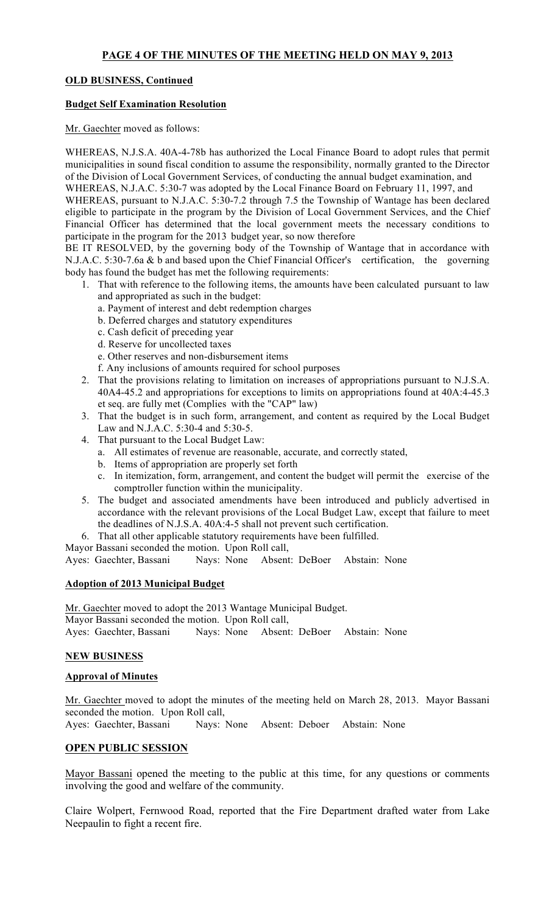**OLD BUSINESS, Continued**

**Budget Self Examination Resolution**

Mr. Gaechter moved as follows:

WHEREAS, N.J.S.A. 40A-4-78b has authorized the Local Finance Board to adopt rules that permit municipalities in sound fiscal condition to assume the responsibility, normally granted to the Director of the Division of Local Government Services, of conducting the annual budget examination, and

WHEREAS, N.J.A.C. 5:30-7 was adopted by the Local Finance Board on February 11, 1997, and

WHEREAS, pursuant to N.J.A.C. 5:30-7.2 through 7.5 the Township of Wantage has been declared eligible to participate in the program by the Division of Local Government Services, and the Chief Financial Officer has determined that the local government meets the necessary conditions to participate in the program for the 2013 budget year, so now therefore

BE IT RESOLVED, by the governing body of the Township of Wantage that in accordance with N.J.A.C. 5:30-7.6a & b and based upon the Chief Financial Officer's certification, the governing body has found the budget has met the following requirements:

1. That with reference to the following items, the amounts have been calculated pursuant to law and appropriated as such in the budget:
   a. Payment of interest and debt redemption charges
   b. Deferred charges and statutory expenditures
   c. Cash deficit of preceding year
   d. Reserve for uncollected taxes
   e. Other reserves and non-disbursement items
   f. Any inclusions of amounts required for school purposes
2. That the provisions relating to limitation on increases of appropriations pursuant to N.J.S.A. 40A4-45.2 and appropriations for exceptions to limits on appropriations found at 40A:4-45.3 et seq. are fully met (Complies with the "CAP" law)
3. That the budget is in such form, arrangement, and content as required by the Local Budget Law and N.J.A.C. 5:30-4 and 5:30-5.
4. That pursuant to the Local Budget Law:
   a. All estimates of revenue are reasonable, accurate, and correctly stated,
   b. Items of appropriation are properly set forth
   c. In itemization, form, arrangement, and content the budget will permit the exercise of the comptroller function within the municipality.
5. The budget and associated amendments have been introduced and publicly advertised in accordance with the relevant provisions of the Local Budget Law, except that failure to meet the deadlines of N.J.S.A. 40A:4-5 shall not prevent such certification.
6. That all other applicable statutory requirements have been fulfilled.

Mayor Bassani seconded the motion. Upon Roll call,
Ayes: Gaechter, Bassani Nays: None Absent: DeBoer Abstain: None

**Adoption of 2013 Municipal Budget**

Mr. Gaechter moved to adopt the 2013 Wantage Municipal Budget.
Mayor Bassani seconded the motion. Upon Roll call,
Ayes: Gaechter, Bassani Nays: None Absent: DeBoer Abstain: None

**NEW BUSINESS**

**Approval of Minutes**

Mr. Gaechter moved to adopt the minutes of the meeting held on March 28, 2013. Mayor Bassani seconded the motion. Upon Roll call,
Ayes: Gaechter, Bassani Nays: None Absent: Deboer Abstain: None

**OPEN PUBLIC SESSION**

Mayor Bassani opened the meeting to the public at this time, for any questions or comments involving the good and welfare of the community.

Claire Wolpert, Fernwood Road, reported that the Fire Department drafted water from Lake Neepaulin to fight a recent fire.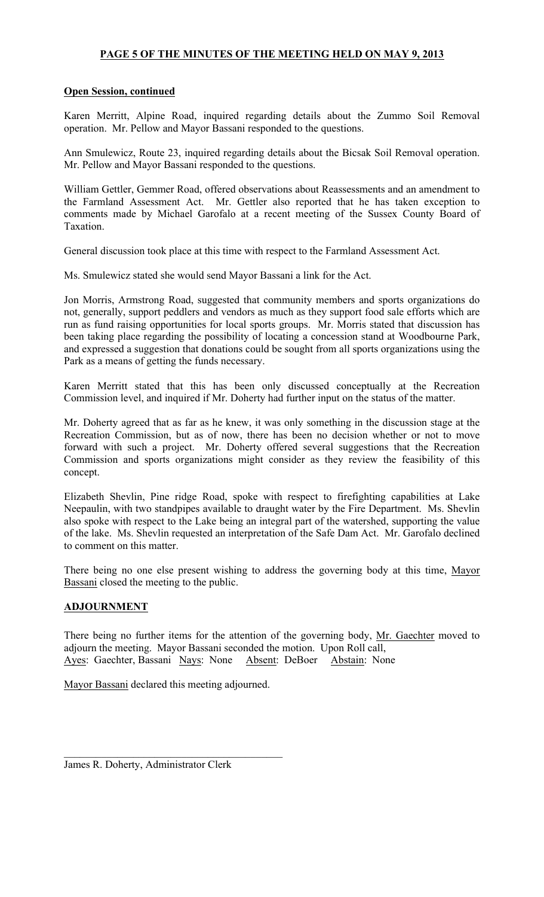**PAGE 5 OF THE MINUTES OF THE MEETING HELD ON MAY 9, 2013**

**Open Session, continued**

Karen Merritt, Alpine Road, inquired regarding details about the Zummo Soil Removal operation. Mr. Pellow and Mayor Bassani responded to the questions.

Ann Smulewicz, Route 23, inquired regarding details about the Bicsak Soil Removal operation. Mr. Pellow and Mayor Bassani responded to the questions.

William Gettler, Gemmer Road, offered observations about Reassessments and an amendment to the Farmland Assessment Act. Mr. Gettler also reported that he has taken exception to comments made by Michael Garofalo at a recent meeting of the Sussex County Board of Taxation.

General discussion took place at this time with respect to the Farmland Assessment Act.

Ms. Smulewicz stated she would send Mayor Bassani a link for the Act.

Jon Morris, Armstrong Road, suggested that community members and sports organizations do not, generally, support peddlers and vendors as much as they support food sale efforts which are run as fund raising opportunities for local sports groups. Mr. Morris stated that discussion has been taking place regarding the possibility of locating a concession stand at Woodbourne Park, and expressed a suggestion that donations could be sought from all sports organizations using the Park as a means of getting the funds necessary.

Karen Merritt stated that this has been only discussed conceptually at the Recreation Commission level, and inquired if Mr. Doherty had further input on the status of the matter.

Mr. Doherty agreed that as far as he knew, it was only something in the discussion stage at the Recreation Commission, but as of now, there has been no decision whether or not to move forward with such a project. Mr. Doherty offered several suggestions that the Recreation Commission and sports organizations might consider as they review the feasibility of this concept.

Elizabeth Shevlin, Pine ridge Road, spoke with respect to firefighting capabilities at Lake Neepaulin, with two standpipes available to draught water by the Fire Department. Ms. Shevlin also spoke with respect to the Lake being an integral part of the watershed, supporting the value of the lake. Ms. Shevlin requested an interpretation of the Safe Dam Act. Mr. Garofalo declined to comment on this matter.

There being no one else present wishing to address the governing body at this time, Mayor Bassani closed the meeting to the public.

**ADJOURNMENT**

There being no further items for the attention of the governing body, Mr. Gaechter moved to adjourn the meeting. Mayor Bassani seconded the motion. Upon Roll call,
Ayes: Gaechter, Bassani Nays: None Absent: DeBoer Abstain: None

Mayor Bassani declared this meeting adjourned.

\_\_\_\_\_\_\_\_\_\_\_\_\_\_\_\_\_\_\_\_\_\_\_\_\_\_\_\_\_\_\_\_\_\_\_\_\_\_\_\_
James R. Doherty, Administrator Clerk